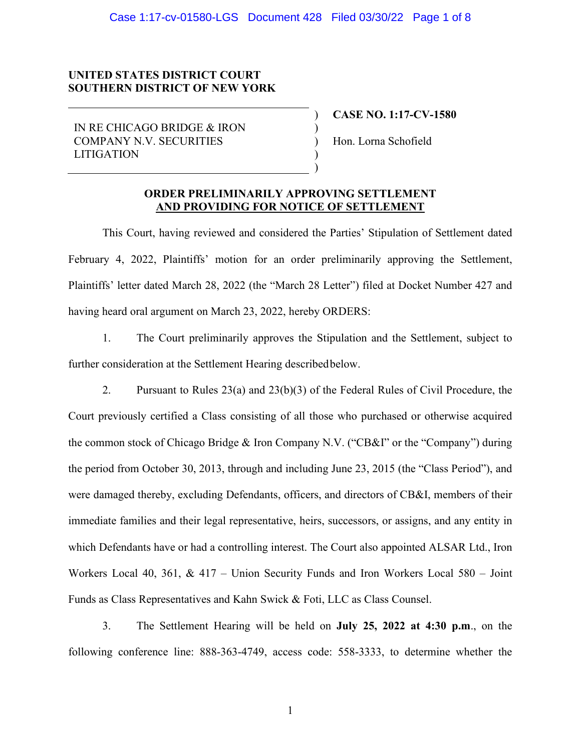**UNITED STATES DISTRICT COURT**
**SOUTHERN DISTRICT OF NEW YORK**

IN RE CHICAGO BRIDGE & IRON COMPANY N.V. SECURITIES LITIGATION

**CASE NO. 1:17-CV-1580**

Hon. Lorna Schofield

**ORDER PRELIMINARILY APPROVING SETTLEMENT AND PROVIDING FOR NOTICE OF SETTLEMENT**

This Court, having reviewed and considered the Parties' Stipulation of Settlement dated February 4, 2022, Plaintiffs' motion for an order preliminarily approving the Settlement, Plaintiffs' letter dated March 28, 2022 (the "March 28 Letter") filed at Docket Number 427 and having heard oral argument on March 23, 2022, hereby ORDERS:

1. The Court preliminarily approves the Stipulation and the Settlement, subject to further consideration at the Settlement Hearing described below.

2. Pursuant to Rules 23(a) and 23(b)(3) of the Federal Rules of Civil Procedure, the Court previously certified a Class consisting of all those who purchased or otherwise acquired the common stock of Chicago Bridge & Iron Company N.V. ("CB&I" or the "Company") during the period from October 30, 2013, through and including June 23, 2015 (the "Class Period"), and were damaged thereby, excluding Defendants, officers, and directors of CB&I, members of their immediate families and their legal representative, heirs, successors, or assigns, and any entity in which Defendants have or had a controlling interest. The Court also appointed ALSAR Ltd., Iron Workers Local 40, 361, & 417 – Union Security Funds and Iron Workers Local 580 – Joint Funds as Class Representatives and Kahn Swick & Foti, LLC as Class Counsel.

3. The Settlement Hearing will be held on **July 25, 2022 at 4:30 p.m**., on the following conference line: 888-363-4749, access code: 558-3333, to determine whether the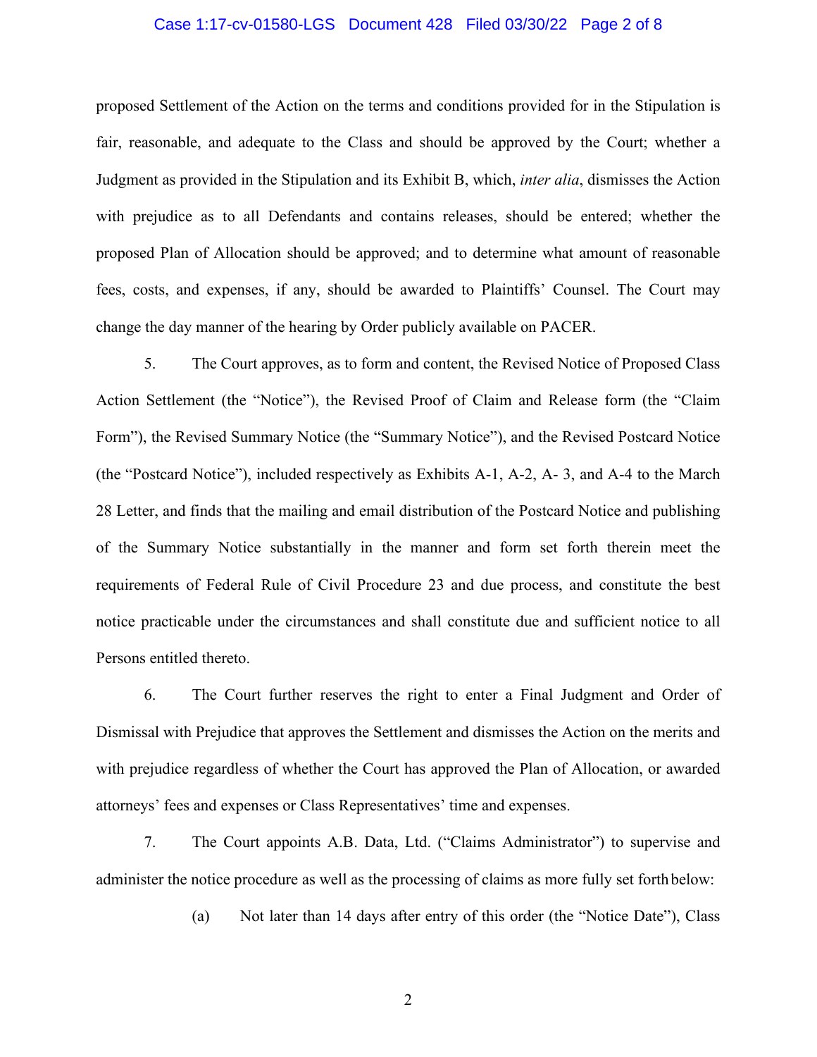proposed Settlement of the Action on the terms and conditions provided for in the Stipulation is fair, reasonable, and adequate to the Class and should be approved by the Court; whether a Judgment as provided in the Stipulation and its Exhibit B, which, *inter alia*, dismisses the Action with prejudice as to all Defendants and contains releases, should be entered; whether the proposed Plan of Allocation should be approved; and to determine what amount of reasonable fees, costs, and expenses, if any, should be awarded to Plaintiffs' Counsel. The Court may change the day manner of the hearing by Order publicly available on PACER.

5. The Court approves, as to form and content, the Revised Notice of Proposed Class Action Settlement (the "Notice"), the Revised Proof of Claim and Release form (the "Claim Form"), the Revised Summary Notice (the "Summary Notice"), and the Revised Postcard Notice (the "Postcard Notice"), included respectively as Exhibits A-1, A-2, A- 3, and A-4 to the March 28 Letter, and finds that the mailing and email distribution of the Postcard Notice and publishing of the Summary Notice substantially in the manner and form set forth therein meet the requirements of Federal Rule of Civil Procedure 23 and due process, and constitute the best notice practicable under the circumstances and shall constitute due and sufficient notice to all Persons entitled thereto.

6. The Court further reserves the right to enter a Final Judgment and Order of Dismissal with Prejudice that approves the Settlement and dismisses the Action on the merits and with prejudice regardless of whether the Court has approved the Plan of Allocation, or awarded attorneys' fees and expenses or Class Representatives' time and expenses.

7. The Court appoints A.B. Data, Ltd. ("Claims Administrator") to supervise and administer the notice procedure as well as the processing of claims as more fully set forth below:

(a) Not later than 14 days after entry of this order (the "Notice Date"), Class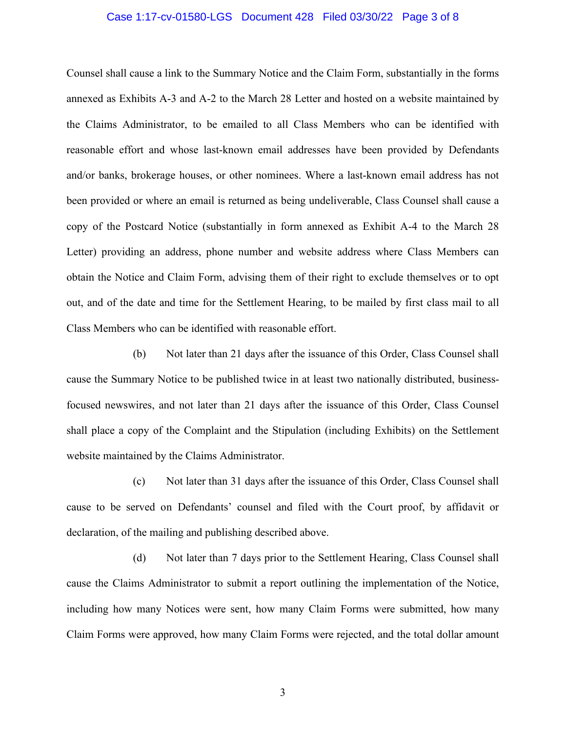Counsel shall cause a link to the Summary Notice and the Claim Form, substantially in the forms annexed as Exhibits A-3 and A-2 to the March 28 Letter and hosted on a website maintained by the Claims Administrator, to be emailed to all Class Members who can be identified with reasonable effort and whose last-known email addresses have been provided by Defendants and/or banks, brokerage houses, or other nominees. Where a last-known email address has not been provided or where an email is returned as being undeliverable, Class Counsel shall cause a copy of the Postcard Notice (substantially in form annexed as Exhibit A-4 to the March 28 Letter) providing an address, phone number and website address where Class Members can obtain the Notice and Claim Form, advising them of their right to exclude themselves or to opt out, and of the date and time for the Settlement Hearing, to be mailed by first class mail to all Class Members who can be identified with reasonable effort.

(b) Not later than 21 days after the issuance of this Order, Class Counsel shall cause the Summary Notice to be published twice in at least two nationally distributed, business-focused newswires, and not later than 21 days after the issuance of this Order, Class Counsel shall place a copy of the Complaint and the Stipulation (including Exhibits) on the Settlement website maintained by the Claims Administrator.

(c) Not later than 31 days after the issuance of this Order, Class Counsel shall cause to be served on Defendants' counsel and filed with the Court proof, by affidavit or declaration, of the mailing and publishing described above.

(d) Not later than 7 days prior to the Settlement Hearing, Class Counsel shall cause the Claims Administrator to submit a report outlining the implementation of the Notice, including how many Notices were sent, how many Claim Forms were submitted, how many Claim Forms were approved, how many Claim Forms were rejected, and the total dollar amount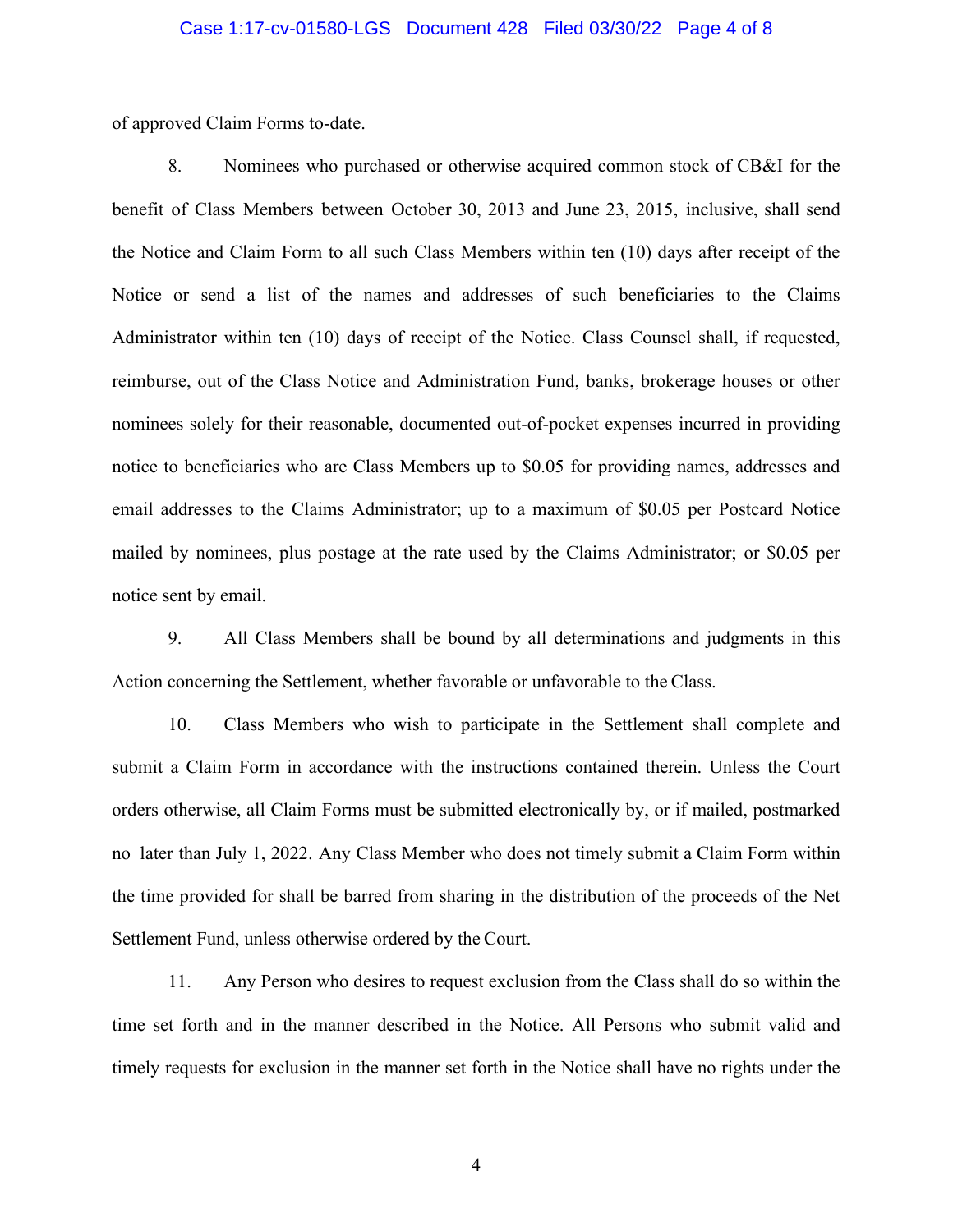of approved Claim Forms to-date.

8. Nominees who purchased or otherwise acquired common stock of CB&I for the benefit of Class Members between October 30, 2013 and June 23, 2015, inclusive, shall send the Notice and Claim Form to all such Class Members within ten (10) days after receipt of the Notice or send a list of the names and addresses of such beneficiaries to the Claims Administrator within ten (10) days of receipt of the Notice. Class Counsel shall, if requested, reimburse, out of the Class Notice and Administration Fund, banks, brokerage houses or other nominees solely for their reasonable, documented out-of-pocket expenses incurred in providing notice to beneficiaries who are Class Members up to $0.05 for providing names, addresses and email addresses to the Claims Administrator; up to a maximum of $0.05 per Postcard Notice mailed by nominees, plus postage at the rate used by the Claims Administrator; or $0.05 per notice sent by email.

9. All Class Members shall be bound by all determinations and judgments in this Action concerning the Settlement, whether favorable or unfavorable to the Class.

10. Class Members who wish to participate in the Settlement shall complete and submit a Claim Form in accordance with the instructions contained therein. Unless the Court orders otherwise, all Claim Forms must be submitted electronically by, or if mailed, postmarked no later than July 1, 2022. Any Class Member who does not timely submit a Claim Form within the time provided for shall be barred from sharing in the distribution of the proceeds of the Net Settlement Fund, unless otherwise ordered by the Court.

11. Any Person who desires to request exclusion from the Class shall do so within the time set forth and in the manner described in the Notice. All Persons who submit valid and timely requests for exclusion in the manner set forth in the Notice shall have no rights under the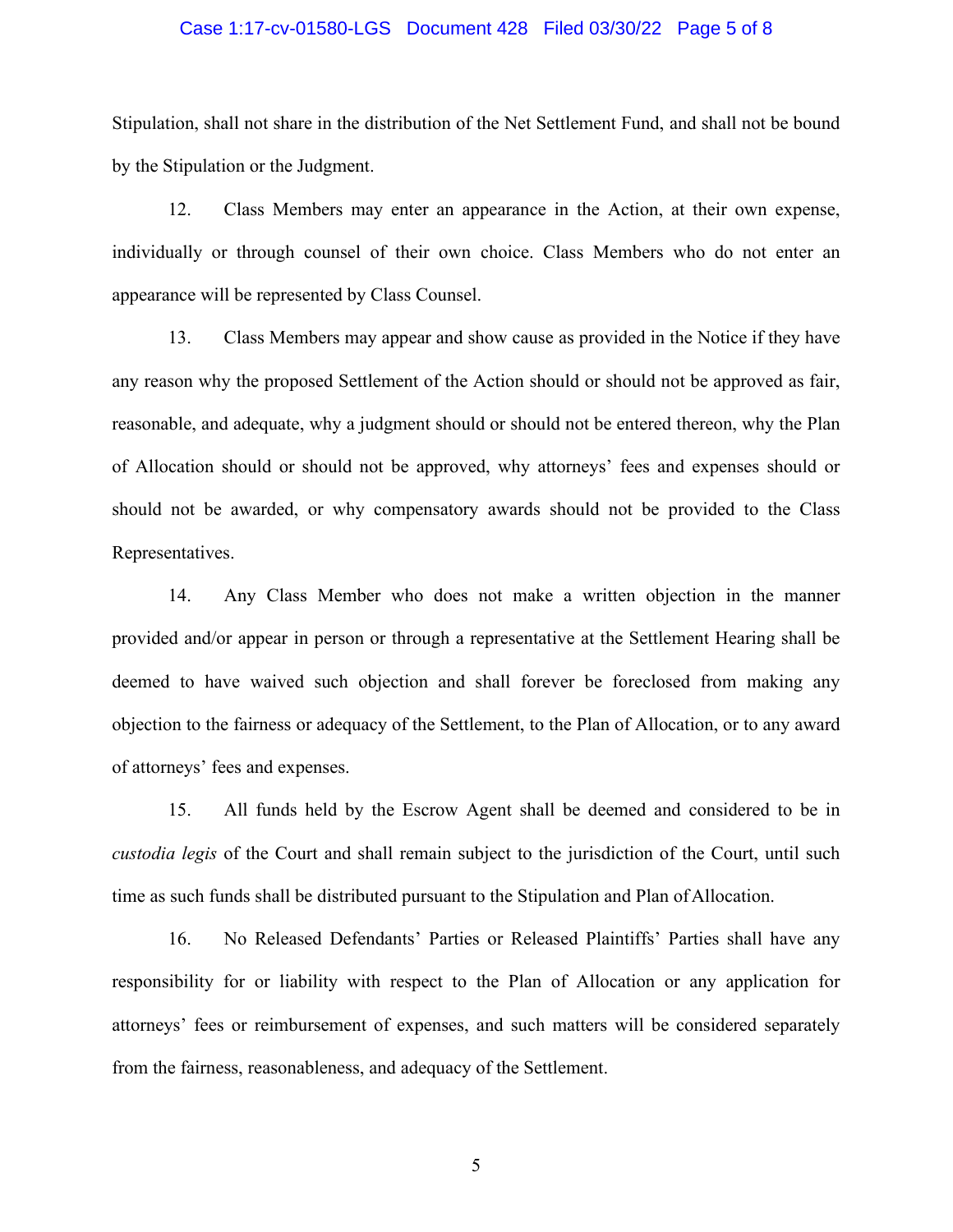Stipulation, shall not share in the distribution of the Net Settlement Fund, and shall not be bound by the Stipulation or the Judgment.

12. Class Members may enter an appearance in the Action, at their own expense, individually or through counsel of their own choice. Class Members who do not enter an appearance will be represented by Class Counsel.

13. Class Members may appear and show cause as provided in the Notice if they have any reason why the proposed Settlement of the Action should or should not be approved as fair, reasonable, and adequate, why a judgment should or should not be entered thereon, why the Plan of Allocation should or should not be approved, why attorneys' fees and expenses should or should not be awarded, or why compensatory awards should not be provided to the Class Representatives.

14. Any Class Member who does not make a written objection in the manner provided and/or appear in person or through a representative at the Settlement Hearing shall be deemed to have waived such objection and shall forever be foreclosed from making any objection to the fairness or adequacy of the Settlement, to the Plan of Allocation, or to any award of attorneys' fees and expenses.

15. All funds held by the Escrow Agent shall be deemed and considered to be in *custodia legis* of the Court and shall remain subject to the jurisdiction of the Court, until such time as such funds shall be distributed pursuant to the Stipulation and Plan of Allocation.

16. No Released Defendants' Parties or Released Plaintiffs' Parties shall have any responsibility for or liability with respect to the Plan of Allocation or any application for attorneys' fees or reimbursement of expenses, and such matters will be considered separately from the fairness, reasonableness, and adequacy of the Settlement.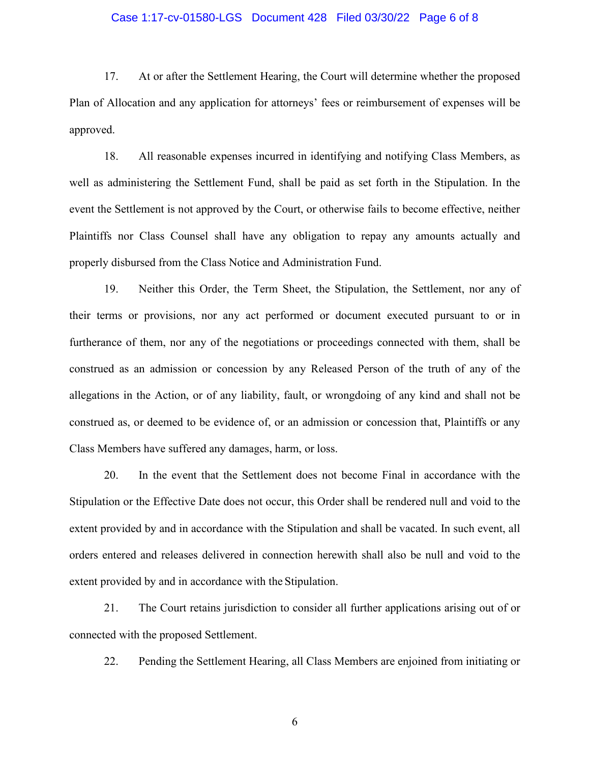17. At or after the Settlement Hearing, the Court will determine whether the proposed Plan of Allocation and any application for attorneys' fees or reimbursement of expenses will be approved.

18. All reasonable expenses incurred in identifying and notifying Class Members, as well as administering the Settlement Fund, shall be paid as set forth in the Stipulation. In the event the Settlement is not approved by the Court, or otherwise fails to become effective, neither Plaintiffs nor Class Counsel shall have any obligation to repay any amounts actually and properly disbursed from the Class Notice and Administration Fund.

19. Neither this Order, the Term Sheet, the Stipulation, the Settlement, nor any of their terms or provisions, nor any act performed or document executed pursuant to or in furtherance of them, nor any of the negotiations or proceedings connected with them, shall be construed as an admission or concession by any Released Person of the truth of any of the allegations in the Action, or of any liability, fault, or wrongdoing of any kind and shall not be construed as, or deemed to be evidence of, or an admission or concession that, Plaintiffs or any Class Members have suffered any damages, harm, or loss.

20. In the event that the Settlement does not become Final in accordance with the Stipulation or the Effective Date does not occur, this Order shall be rendered null and void to the extent provided by and in accordance with the Stipulation and shall be vacated. In such event, all orders entered and releases delivered in connection herewith shall also be null and void to the extent provided by and in accordance with the Stipulation.

21. The Court retains jurisdiction to consider all further applications arising out of or connected with the proposed Settlement.

22. Pending the Settlement Hearing, all Class Members are enjoined from initiating or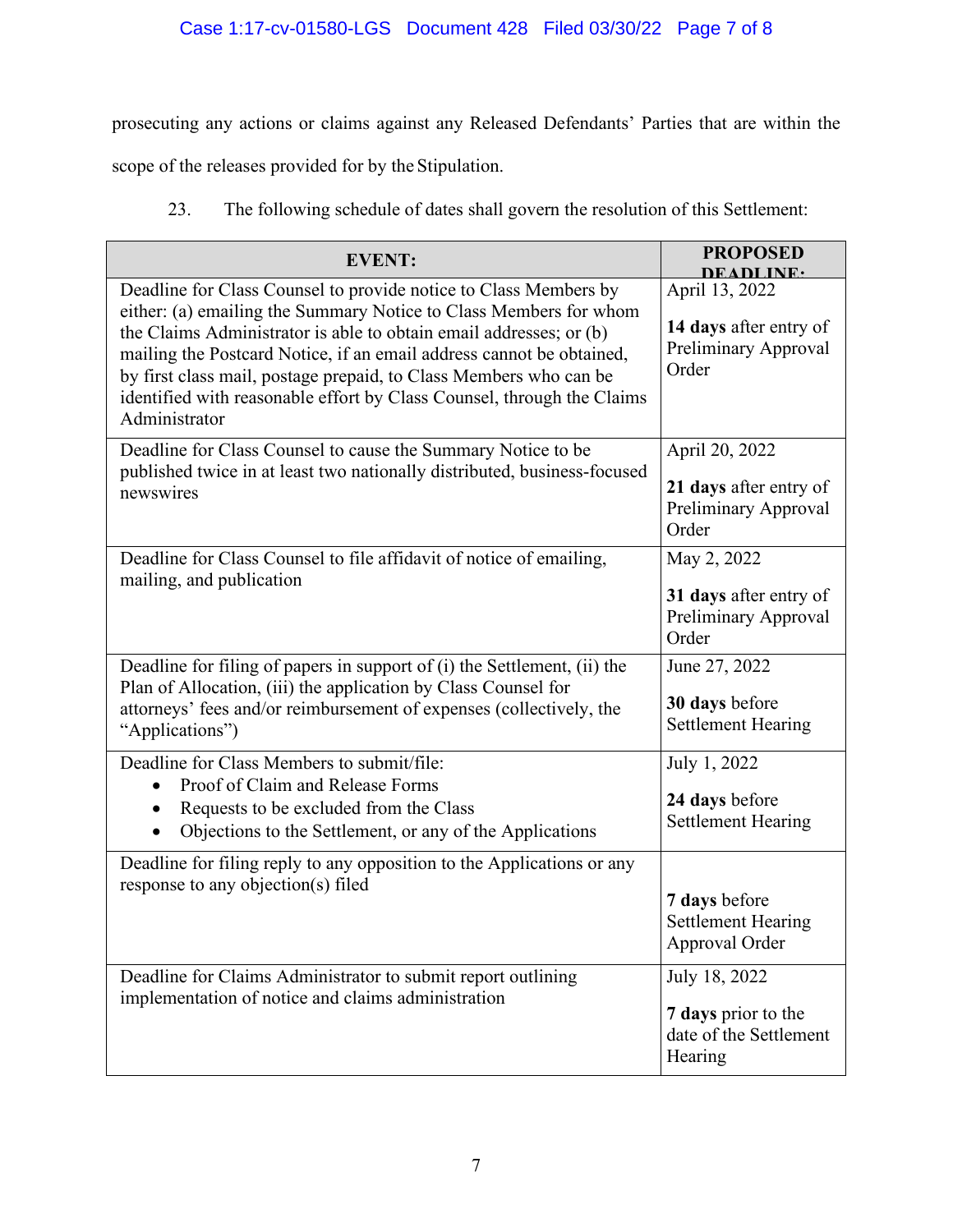prosecuting any actions or claims against any Released Defendants' Parties that are within the scope of the releases provided for by the Stipulation.

23. The following schedule of dates shall govern the resolution of this Settlement:

| EVENT: | PROPOSED DEADLINE: |
|---|---|
| Deadline for Class Counsel to provide notice to Class Members by either: (a) emailing the Summary Notice to Class Members for whom the Claims Administrator is able to obtain email addresses; or (b) mailing the Postcard Notice, if an email address cannot be obtained, by first class mail, postage prepaid, to Class Members who can be identified with reasonable effort by Class Counsel, through the Claims Administrator | April 13, 2022<br><br>**14 days** after entry of Preliminary Approval Order |
| Deadline for Class Counsel to cause the Summary Notice to be published twice in at least two nationally distributed, business-focused newswires | April 20, 2022<br><br>**21 days** after entry of Preliminary Approval Order |
| Deadline for Class Counsel to file affidavit of notice of emailing, mailing, and publication | May 2, 2022<br><br>**31 days** after entry of Preliminary Approval Order |
| Deadline for filing of papers in support of (i) the Settlement, (ii) the Plan of Allocation, (iii) the application by Class Counsel for attorneys' fees and/or reimbursement of expenses (collectively, the "Applications") | June 27, 2022<br><br>**30 days** before Settlement Hearing |
| Deadline for Class Members to submit/file:<br>• Proof of Claim and Release Forms<br>• Requests to be excluded from the Class<br>• Objections to the Settlement, or any of the Applications | July 1, 2022<br><br>**24 days** before Settlement Hearing |
| Deadline for filing reply to any opposition to the Applications or any response to any objection(s) filed | **7 days** before Settlement Hearing Approval Order |
| Deadline for Claims Administrator to submit report outlining implementation of notice and claims administration | July 18, 2022<br><br>**7 days** prior to the date of the Settlement Hearing |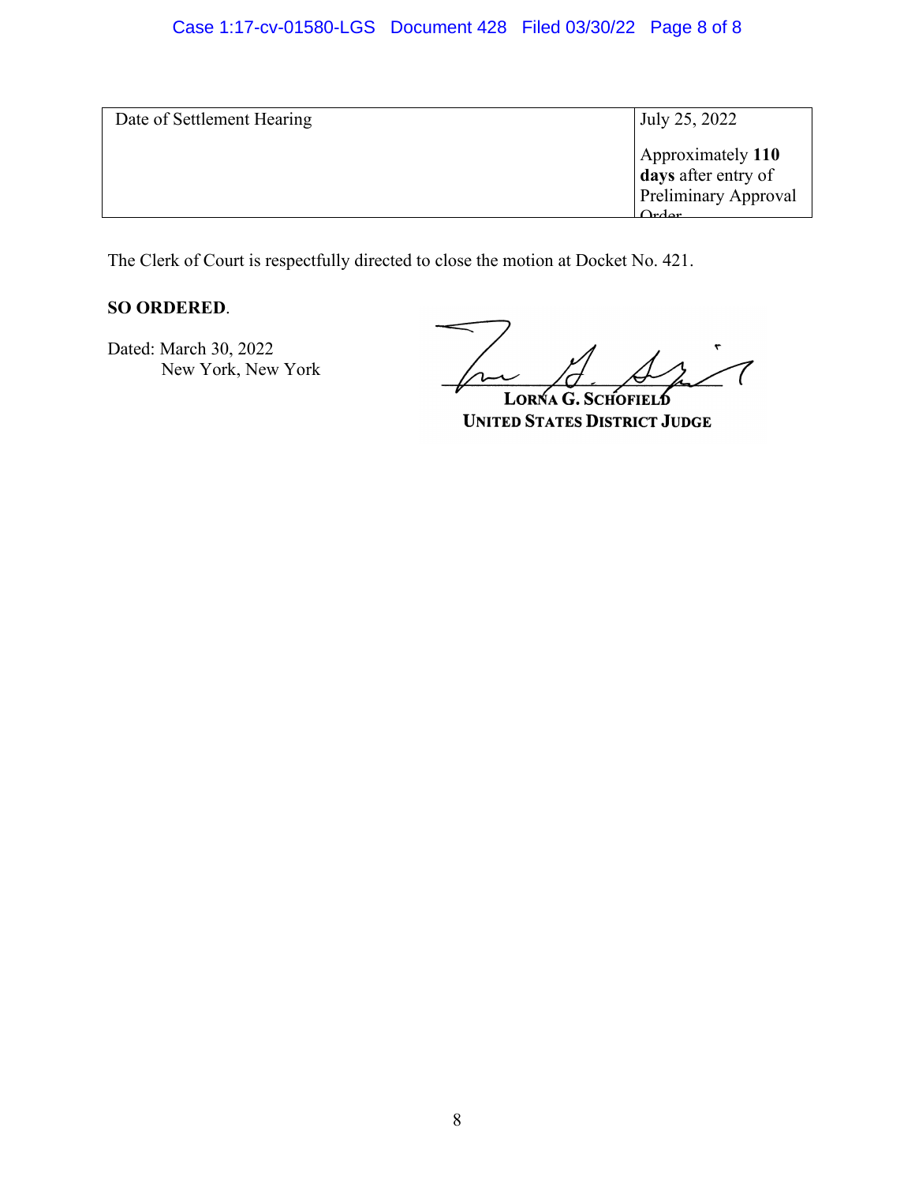| | |
|---|---|
| Date of Settlement Hearing | July 25, 2022<br><br>Approximately **110 days** after entry of Preliminary Approval Order |

The Clerk of Court is respectfully directed to close the motion at Docket No. 421.

**SO ORDERED**.

Dated: March 30, 2022
New York, New York

LORNA G. SCHOFIELD
UNITED STATES DISTRICT JUDGE